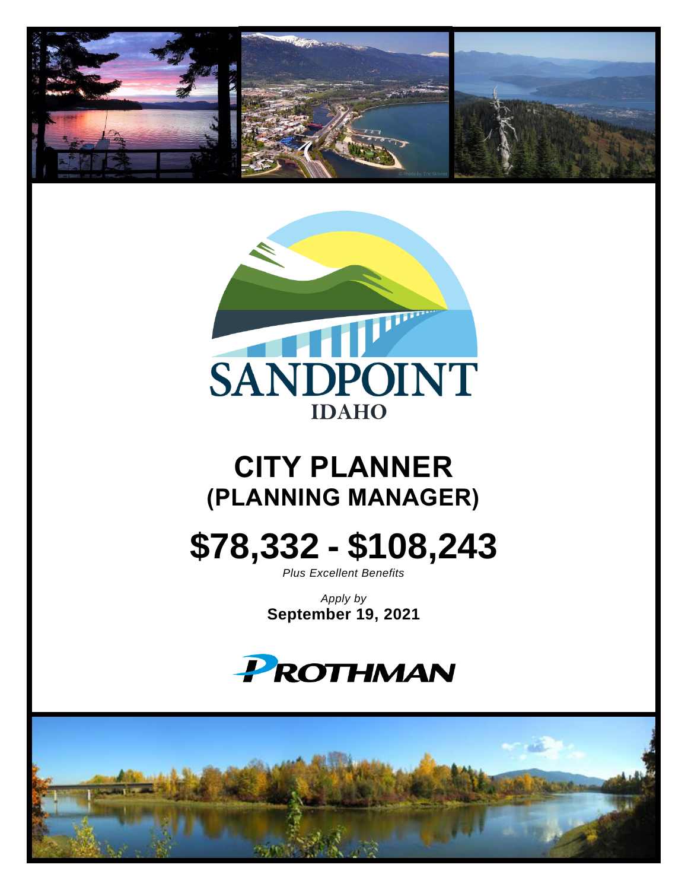SANDPOINT

IDAHO

# CITY PLANNER

## (PLANNING MANAGER)

# $78,332 - $108,243

*Plus Excellent Benefits*

*Apply by*

**September 19, 2021**

PROTHMAN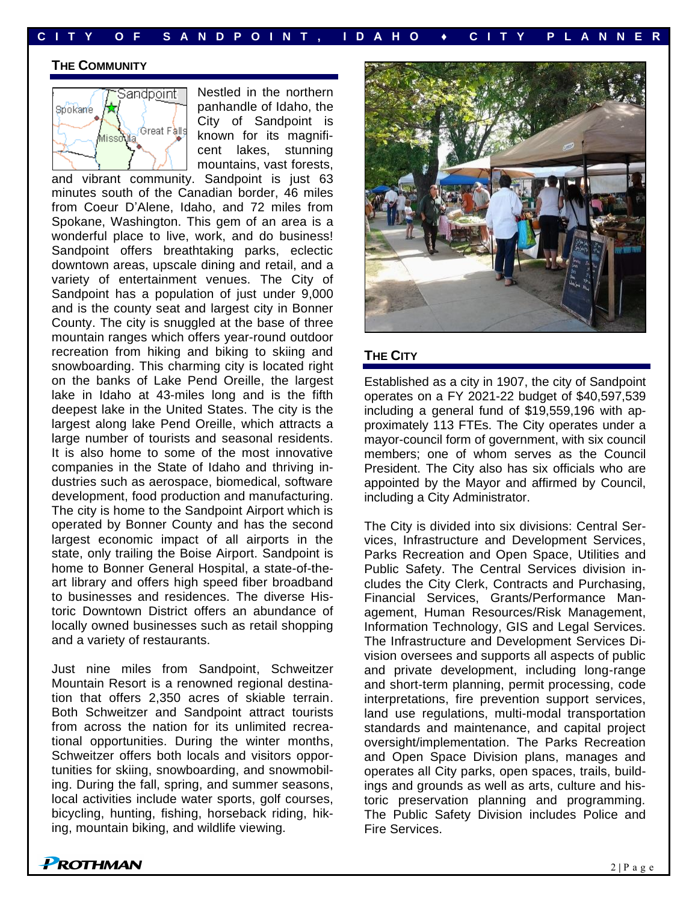## THE COMMUNITY

Nestled in the northern panhandle of Idaho, the City of Sandpoint is known for its magnificent lakes, stunning mountains, vast forests, and vibrant community. Sandpoint is just 63 minutes south of the Canadian border, 46 miles from Coeur D'Alene, Idaho, and 72 miles from Spokane, Washington. This gem of an area is a wonderful place to live, work, and do business! Sandpoint offers breathtaking parks, eclectic downtown areas, upscale dining and retail, and a variety of entertainment venues. The City of Sandpoint has a population of just under 9,000 and is the county seat and largest city in Bonner County. The city is snuggled at the base of three mountain ranges which offers year-round outdoor recreation from hiking and biking to skiing and snowboarding. This charming city is located right on the banks of Lake Pend Oreille, the largest lake in Idaho at 43-miles long and is the fifth deepest lake in the United States. The city is the largest along lake Pend Oreille, which attracts a large number of tourists and seasonal residents. It is also home to some of the most innovative companies in the State of Idaho and thriving industries such as aerospace, biomedical, software development, food production and manufacturing. The city is home to the Sandpoint Airport which is operated by Bonner County and has the second largest economic impact of all airports in the state, only trailing the Boise Airport. Sandpoint is home to Bonner General Hospital, a state-of-the-art library and offers high speed fiber broadband to businesses and residences. The diverse Historic Downtown District offers an abundance of locally owned businesses such as retail shopping and a variety of restaurants.

Just nine miles from Sandpoint, Schweitzer Mountain Resort is a renowned regional destination that offers 2,350 acres of skiable terrain. Both Schweitzer and Sandpoint attract tourists from across the nation for its unlimited recreational opportunities. During the winter months, Schweitzer offers both locals and visitors opportunities for skiing, snowboarding, and snowmobiling. During the fall, spring, and summer seasons, local activities include water sports, golf courses, bicycling, hunting, fishing, horseback riding, hiking, mountain biking, and wildlife viewing.

## THE CITY

Established as a city in 1907, the city of Sandpoint operates on a FY 2021-22 budget of $40,597,539 including a general fund of $19,559,196 with approximately 113 FTEs. The City operates under a mayor-council form of government, with six council members; one of whom serves as the Council President. The City also has six officials who are appointed by the Mayor and affirmed by Council, including a City Administrator.

The City is divided into six divisions: Central Services, Infrastructure and Development Services, Parks Recreation and Open Space, Utilities and Public Safety. The Central Services division includes the City Clerk, Contracts and Purchasing, Financial Services, Grants/Performance Management, Human Resources/Risk Management, Information Technology, GIS and Legal Services. The Infrastructure and Development Services Division oversees and supports all aspects of public and private development, including long-range and short-term planning, permit processing, code interpretations, fire prevention support services, land use regulations, multi-modal transportation standards and maintenance, and capital project oversight/implementation. The Parks Recreation and Open Space Division plans, manages and operates all City parks, open spaces, trails, buildings and grounds as well as arts, culture and historic preservation planning and programming. The Public Safety Division includes Police and Fire Services.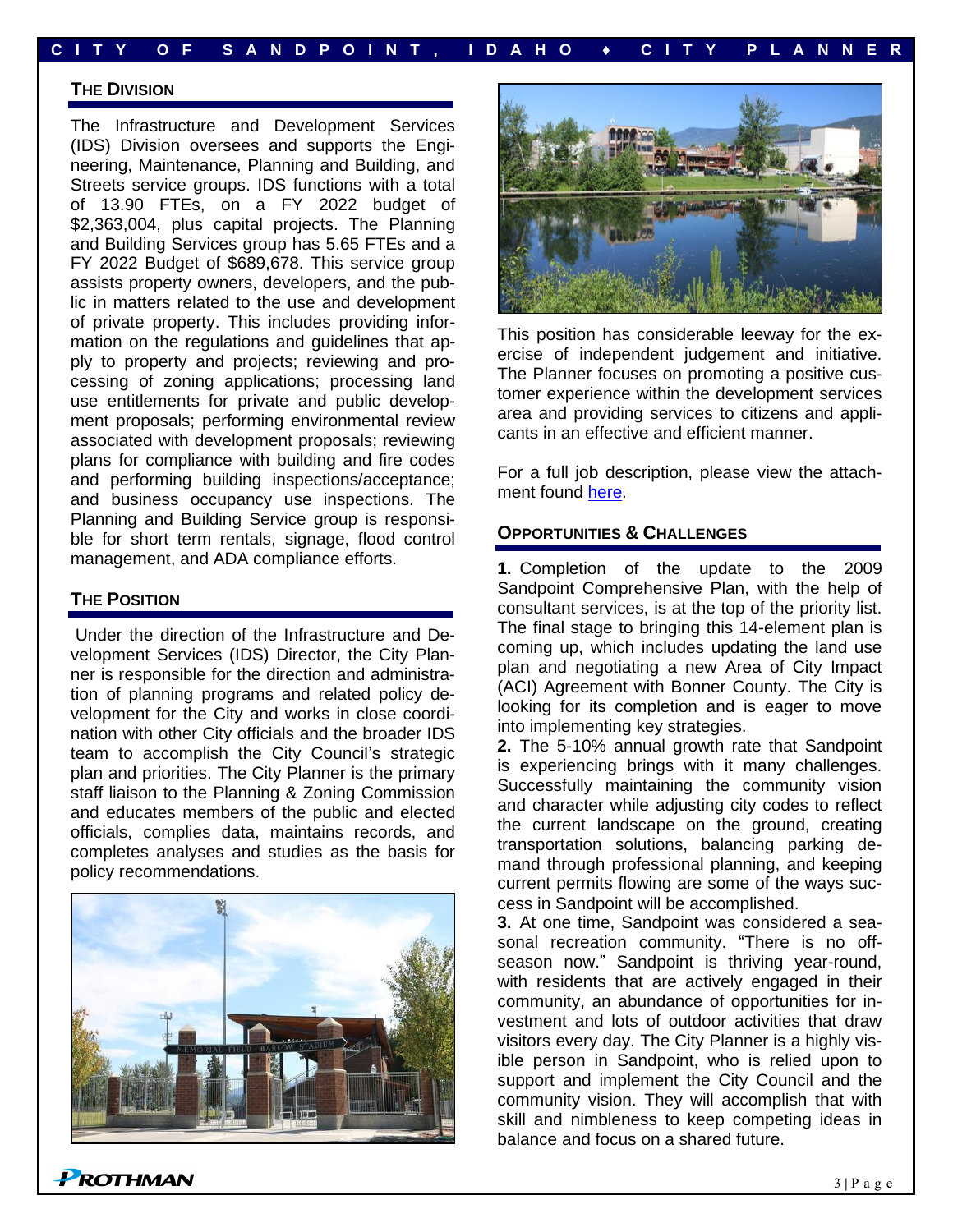## The Division

The Infrastructure and Development Services (IDS) Division oversees and supports the Engineering, Maintenance, Planning and Building, and Streets service groups. IDS functions with a total of 13.90 FTEs, on a FY 2022 budget of $2,363,004, plus capital projects. The Planning and Building Services group has 5.65 FTEs and a FY 2022 Budget of $689,678. This service group assists property owners, developers, and the public in matters related to the use and development of private property. This includes providing information on the regulations and guidelines that apply to property and projects; reviewing and processing of zoning applications; processing land use entitlements for private and public development proposals; performing environmental review associated with development proposals; reviewing plans for compliance with building and fire codes and performing building inspections/acceptance; and business occupancy use inspections. The Planning and Building Service group is responsible for short term rentals, signage, flood control management, and ADA compliance efforts.

## The Position

Under the direction of the Infrastructure and Development Services (IDS) Director, the City Planner is responsible for the direction and administration of planning programs and related policy development for the City and works in close coordination with other City officials and the broader IDS team to accomplish the City Council's strategic plan and priorities. The City Planner is the primary staff liaison to the Planning & Zoning Commission and educates members of the public and elected officials, complies data, maintains records, and completes analyses and studies as the basis for policy recommendations.

This position has considerable leeway for the exercise of independent judgement and initiative. The Planner focuses on promoting a positive customer experience within the development services area and providing services to citizens and applicants in an effective and efficient manner.

For a full job description, please view the attachment found here.

## Opportunities & Challenges

**1.** Completion of the update to the 2009 Sandpoint Comprehensive Plan, with the help of consultant services, is at the top of the priority list. The final stage to bringing this 14-element plan is coming up, which includes updating the land use plan and negotiating a new Area of City Impact (ACI) Agreement with Bonner County. The City is looking for its completion and is eager to move into implementing key strategies.

**2.** The 5-10% annual growth rate that Sandpoint is experiencing brings with it many challenges. Successfully maintaining the community vision and character while adjusting city codes to reflect the current landscape on the ground, creating transportation solutions, balancing parking demand through professional planning, and keeping current permits flowing are some of the ways success in Sandpoint will be accomplished.

**3.** At one time, Sandpoint was considered a seasonal recreation community. "There is no off-season now." Sandpoint is thriving year-round, with residents that are actively engaged in their community, an abundance of opportunities for investment and lots of outdoor activities that draw visitors every day. The City Planner is a highly visible person in Sandpoint, who is relied upon to support and implement the City Council and the community vision. They will accomplish that with skill and nimbleness to keep competing ideas in balance and focus on a shared future.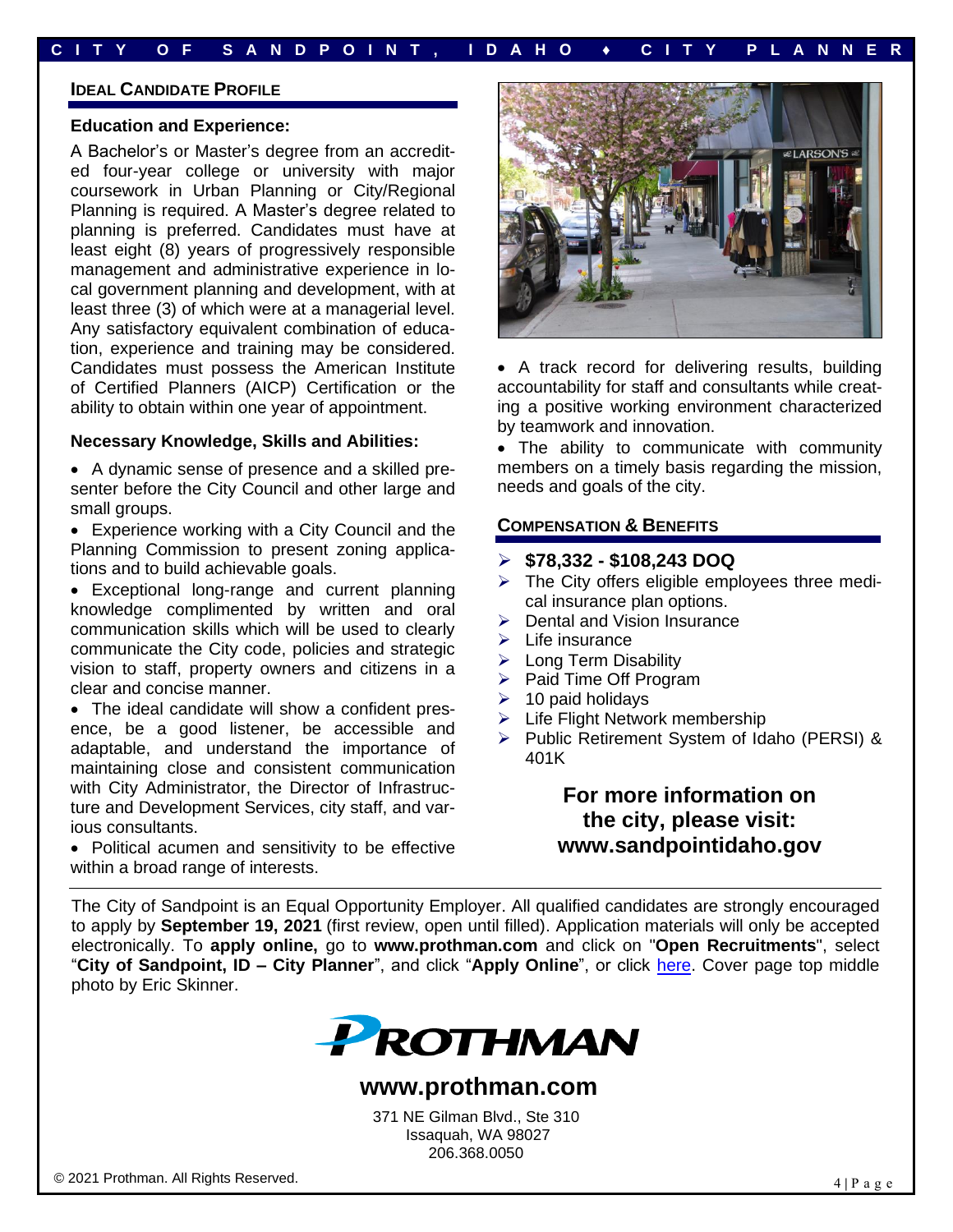## Ideal Candidate Profile

### Education and Experience:

A Bachelor's or Master's degree from an accredited four-year college or university with major coursework in Urban Planning or City/Regional Planning is required. A Master's degree related to planning is preferred. Candidates must have at least eight (8) years of progressively responsible management and administrative experience in local government planning and development, with at least three (3) of which were at a managerial level. Any satisfactory equivalent combination of education, experience and training may be considered. Candidates must possess the American Institute of Certified Planners (AICP) Certification or the ability to obtain within one year of appointment.

### Necessary Knowledge, Skills and Abilities:

- A dynamic sense of presence and a skilled presenter before the City Council and other large and small groups.
- Experience working with a City Council and the Planning Commission to present zoning applications and to build achievable goals.
- Exceptional long-range and current planning knowledge complimented by written and oral communication skills which will be used to clearly communicate the City code, policies and strategic vision to staff, property owners and citizens in a clear and concise manner.
- The ideal candidate will show a confident presence, be a good listener, be accessible and adaptable, and understand the importance of maintaining close and consistent communication with City Administrator, the Director of Infrastructure and Development Services, city staff, and various consultants.
- Political acumen and sensitivity to be effective within a broad range of interests.
- A track record for delivering results, building accountability for staff and consultants while creating a positive working environment characterized by teamwork and innovation.
- The ability to communicate with community members on a timely basis regarding the mission, needs and goals of the city.

## Compensation & Benefits

- **$78,332 - $108,243 DOQ**
- The City offers eligible employees three medical insurance plan options.
- Dental and Vision Insurance
- Life insurance
- Long Term Disability
- Paid Time Off Program
- 10 paid holidays
- Life Flight Network membership
- Public Retirement System of Idaho (PERSI) & 401K

**For more information on the city, please visit: www.sandpointidaho.gov**

---

The City of Sandpoint is an Equal Opportunity Employer. All qualified candidates are strongly encouraged to apply by **September 19, 2021** (first review, open until filled). Application materials will only be accepted electronically. To **apply online,** go to **www.prothman.com** and click on "**Open Recruitments**", select "**City of Sandpoint, ID – City Planner**", and click "**Apply Online**", or click here. Cover page top middle photo by Eric Skinner.

PROTHMAN

**www.prothman.com**

371 NE Gilman Blvd., Ste 310
Issaquah, WA 98027
206.368.0050

© 2021 Prothman. All Rights Reserved.